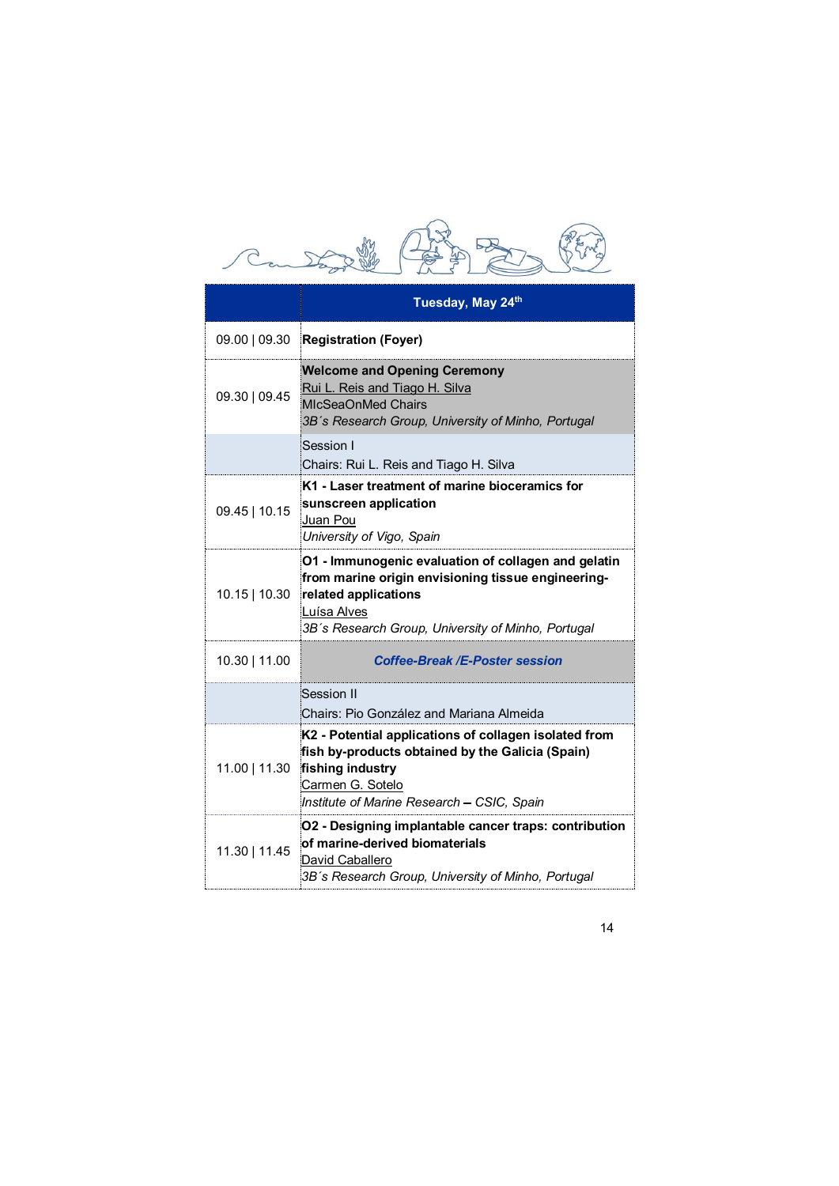| | Tuesday, May 24th |
|---|---|
| 09.00 \| 09.30 | **Registration (Foyer)** |
| 09.30 \| 09.45 | **Welcome and Opening Ceremony**<br>Rui L. Reis and Tiago H. Silva<br>MIcSeaOnMed Chairs<br>*3B´s Research Group, University of Minho, Portugal* |
| | Session I<br>Chairs: Rui L. Reis and Tiago H. Silva |
| 09.45 \| 10.15 | **K1 - Laser treatment of marine bioceramics for sunscreen application**<br>Juan Pou<br>*University of Vigo, Spain* |
| 10.15 \| 10.30 | **O1 - Immunogenic evaluation of collagen and gelatin from marine origin envisioning tissue engineering-related applications**<br>Luísa Alves<br>*3B´s Research Group, University of Minho, Portugal* |
| 10.30 \| 11.00 | ***Coffee-Break /E-Poster session*** |
| | Session II<br>Chairs: Pio González and Mariana Almeida |
| 11.00 \| 11.30 | **K2 - Potential applications of collagen isolated from fish by-products obtained by the Galicia (Spain) fishing industry**<br>Carmen G. Sotelo<br>*Institute of Marine Research – CSIC, Spain* |
| 11.30 \| 11.45 | **O2 - Designing implantable cancer traps: contribution of marine-derived biomaterials**<br>David Caballero<br>*3B´s Research Group, University of Minho, Portugal* |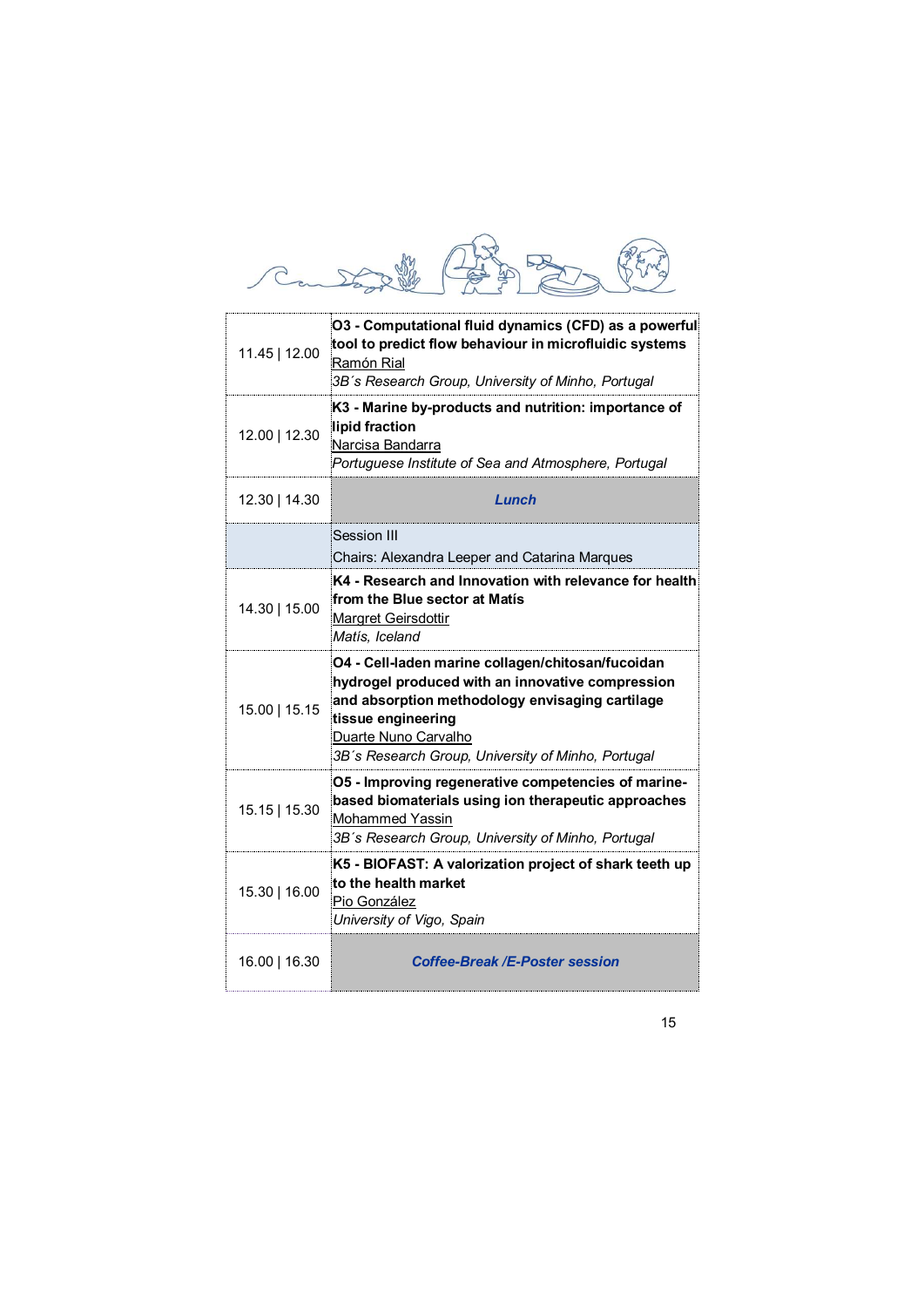| | |
|---|---|
| 11.45 \| 12.00 | **O3 - Computational fluid dynamics (CFD) as a powerful tool to predict flow behaviour in microfluidic systems**<br>Ramón Rial<br>*3B´s Research Group, University of Minho, Portugal* |
| 12.00 \| 12.30 | **K3 - Marine by-products and nutrition: importance of lipid fraction**<br>Narcisa Bandarra<br>*Portuguese Institute of Sea and Atmosphere, Portugal* |
| 12.30 \| 14.30 | ***Lunch*** |
| | Session III<br>Chairs: Alexandra Leeper and Catarina Marques |
| 14.30 \| 15.00 | **K4 - Research and Innovation with relevance for health from the Blue sector at Matís**<br>Margret Geirsdottir<br>*Matís, Iceland* |
| 15.00 \| 15.15 | **O4 - Cell-laden marine collagen/chitosan/fucoidan hydrogel produced with an innovative compression and absorption methodology envisaging cartilage tissue engineering**<br>Duarte Nuno Carvalho<br>*3B´s Research Group, University of Minho, Portugal* |
| 15.15 \| 15.30 | **O5 - Improving regenerative competencies of marine-based biomaterials using ion therapeutic approaches**<br>Mohammed Yassin<br>*3B´s Research Group, University of Minho, Portugal* |
| 15.30 \| 16.00 | **K5 - BIOFAST: A valorization project of shark teeth up to the health market**<br>Pio González<br>*University of Vigo, Spain* |
| 16.00 \| 16.30 | ***Coffee-Break /E-Poster session*** |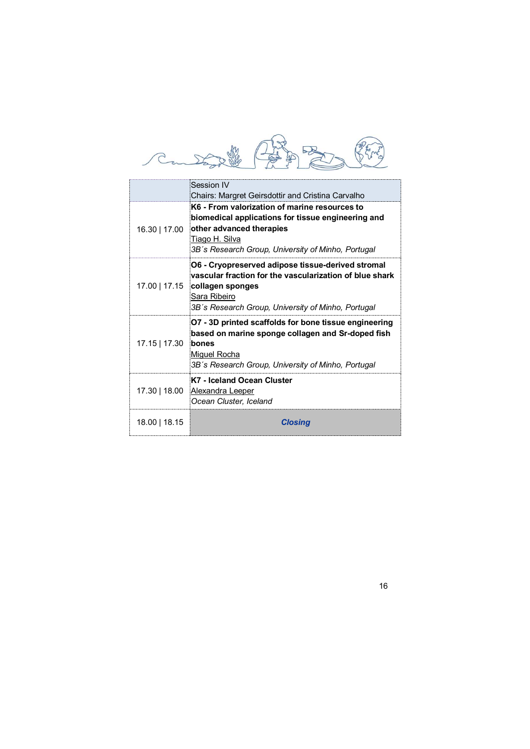| | |
|---|---|
| | Session IV<br>Chairs: Margret Geirsdottir and Cristina Carvalho |
| 16.30 \| 17.00 | **K6 - From valorization of marine resources to biomedical applications for tissue engineering and other advanced therapies**<br>Tiago H. Silva<br>*3B´s Research Group, University of Minho, Portugal* |
| 17.00 \| 17.15 | **O6 - Cryopreserved adipose tissue-derived stromal vascular fraction for the vascularization of blue shark collagen sponges**<br>Sara Ribeiro<br>*3B´s Research Group, University of Minho, Portugal* |
| 17.15 \| 17.30 | **O7 - 3D printed scaffolds for bone tissue engineering based on marine sponge collagen and Sr-doped fish bones**<br>Miguel Rocha<br>*3B´s Research Group, University of Minho, Portugal* |
| 17.30 \| 18.00 | **K7 - Iceland Ocean Cluster**<br>Alexandra Leeper<br>*Ocean Cluster, Iceland* |
| 18.00 \| 18.15 | ***Closing*** |